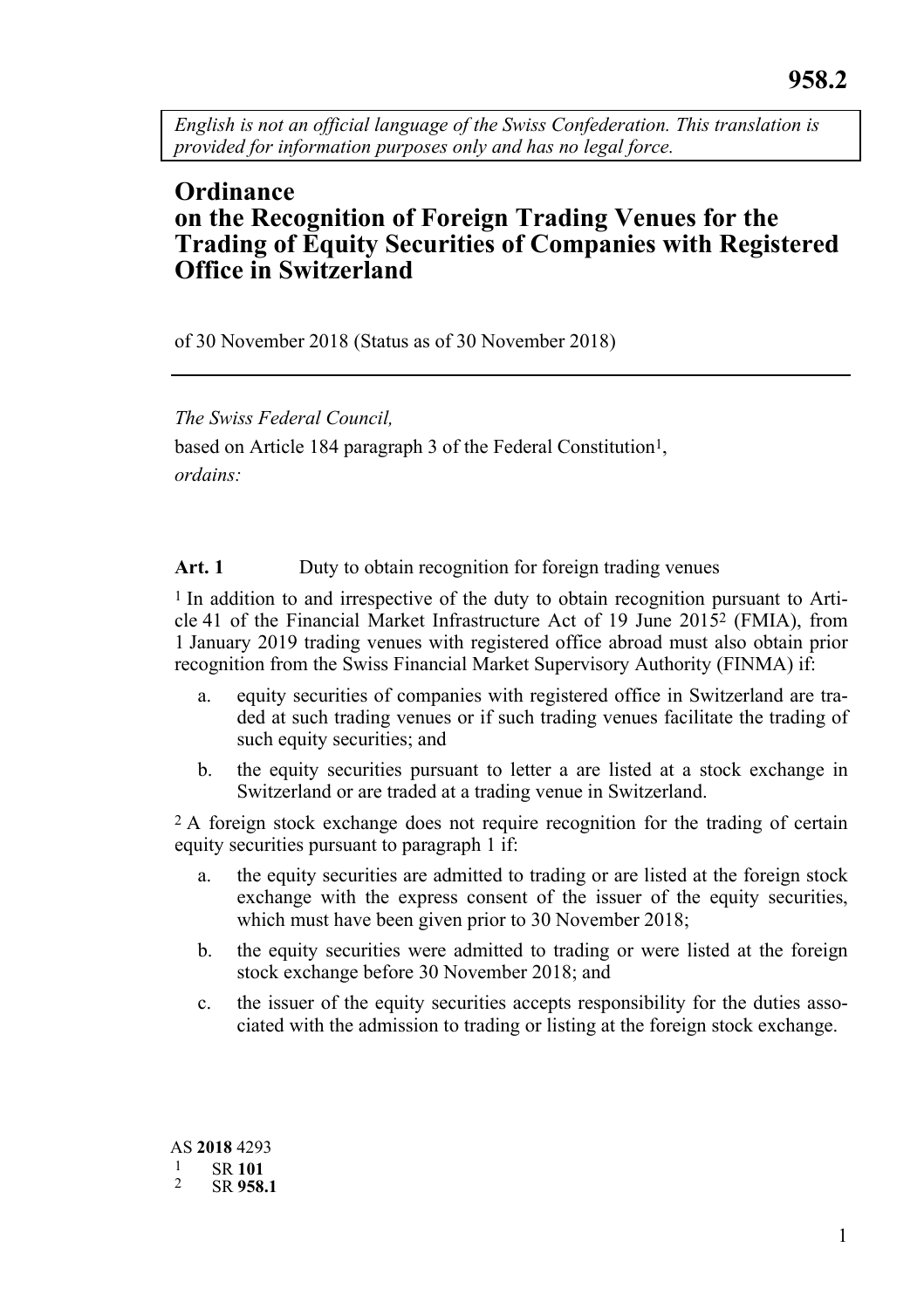**958.2**

*English is not an official language of the Swiss Confederation. This translation is provided for information purposes only and has no legal force.*

# Ordinance on the Recognition of Foreign Trading Venues for the Trading of Equity Securities of Companies with Registered Office in Switzerland

of 30 November 2018 (Status as of 30 November 2018)

---

*The Swiss Federal Council,*

based on Article 184 paragraph 3 of the Federal Constitution[1],

*ordains:*

**Art. 1** Duty to obtain recognition for foreign trading venues

[1] In addition to and irrespective of the duty to obtain recognition pursuant to Article 41 of the Financial Market Infrastructure Act of 19 June 2015[2] (FMIA), from 1 January 2019 trading venues with registered office abroad must also obtain prior recognition from the Swiss Financial Market Supervisory Authority (FINMA) if:

a. equity securities of companies with registered office in Switzerland are traded at such trading venues or if such trading venues facilitate the trading of such equity securities; and

b. the equity securities pursuant to letter a are listed at a stock exchange in Switzerland or are traded at a trading venue in Switzerland.

[2] A foreign stock exchange does not require recognition for the trading of certain equity securities pursuant to paragraph 1 if:

a. the equity securities are admitted to trading or are listed at the foreign stock exchange with the express consent of the issuer of the equity securities, which must have been given prior to 30 November 2018;

b. the equity securities were admitted to trading or were listed at the foreign stock exchange before 30 November 2018; and

c. the issuer of the equity securities accepts responsibility for the duties associated with the admission to trading or listing at the foreign stock exchange.

AS **2018** 4293

[1] SR **101**

[2] SR **958.1**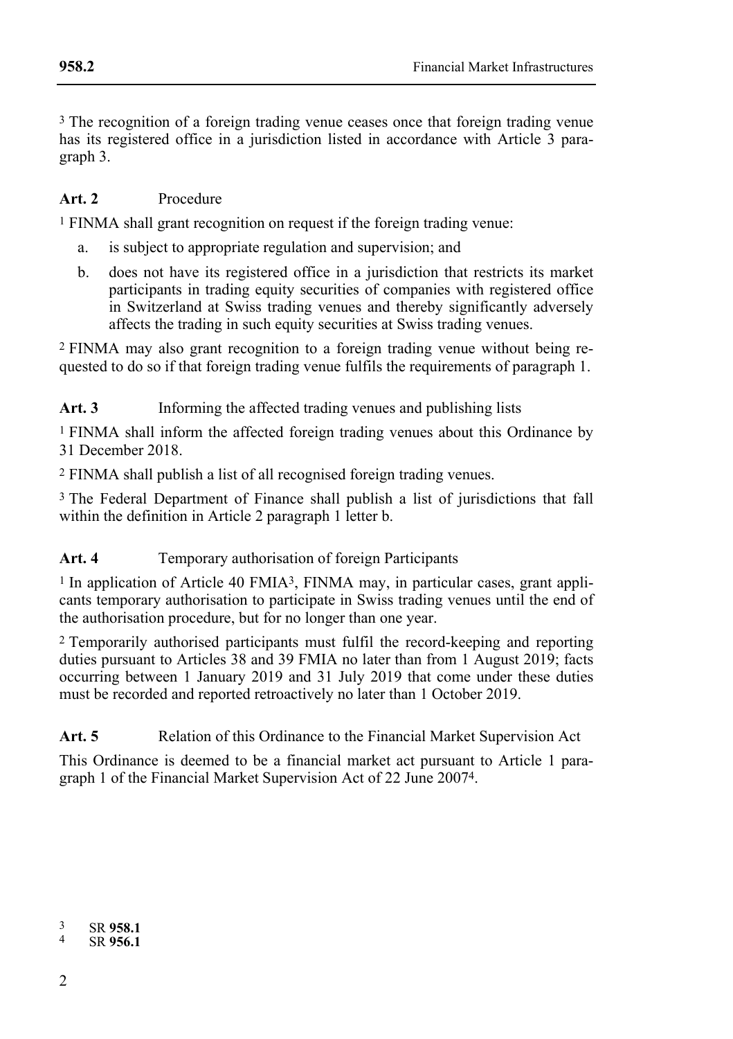[3] The recognition of a foreign trading venue ceases once that foreign trading venue has its registered office in a jurisdiction listed in accordance with Article 3 paragraph 3.

**Art. 2** Procedure

[1] FINMA shall grant recognition on request if the foreign trading venue:

a. is subject to appropriate regulation and supervision; and

b. does not have its registered office in a jurisdiction that restricts its market participants in trading equity securities of companies with registered office in Switzerland at Swiss trading venues and thereby significantly adversely affects the trading in such equity securities at Swiss trading venues.

[2] FINMA may also grant recognition to a foreign trading venue without being requested to do so if that foreign trading venue fulfils the requirements of paragraph 1.

**Art. 3** Informing the affected trading venues and publishing lists

[1] FINMA shall inform the affected foreign trading venues about this Ordinance by 31 December 2018.

[2] FINMA shall publish a list of all recognised foreign trading venues.

[3] The Federal Department of Finance shall publish a list of jurisdictions that fall within the definition in Article 2 paragraph 1 letter b.

**Art. 4** Temporary authorisation of foreign Participants

[1] In application of Article 40 FMIA[3], FINMA may, in particular cases, grant applicants temporary authorisation to participate in Swiss trading venues until the end of the authorisation procedure, but for no longer than one year.

[2] Temporarily authorised participants must fulfil the record-keeping and reporting duties pursuant to Articles 38 and 39 FMIA no later than from 1 August 2019; facts occurring between 1 January 2019 and 31 July 2019 that come under these duties must be recorded and reported retroactively no later than 1 October 2019.

**Art. 5** Relation of this Ordinance to the Financial Market Supervision Act

This Ordinance is deemed to be a financial market act pursuant to Article 1 paragraph 1 of the Financial Market Supervision Act of 22 June 2007[4].

---

[3] SR **958.1**

[4] SR **956.1**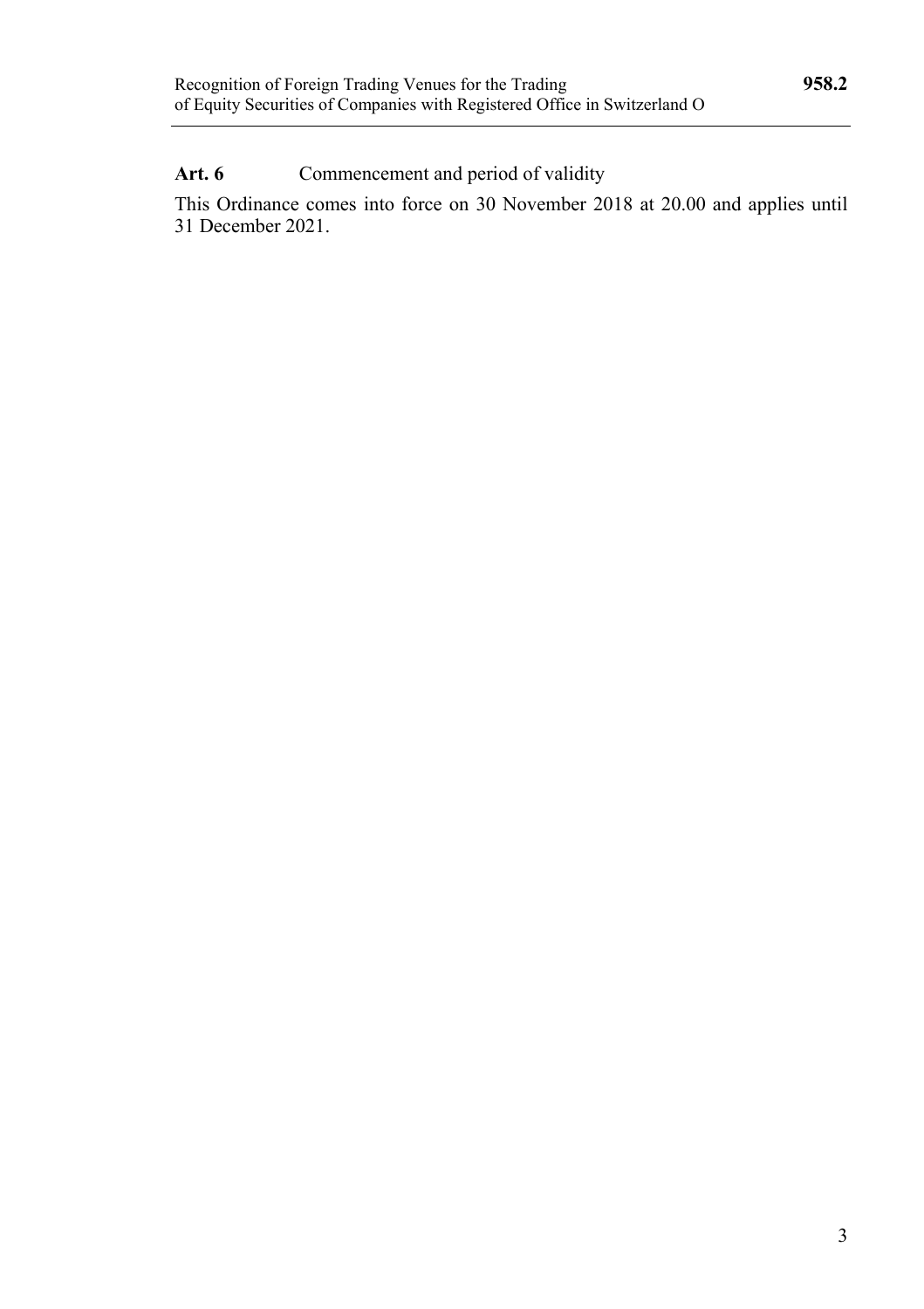**Art. 6** Commencement and period of validity

This Ordinance comes into force on 30 November 2018 at 20.00 and applies until 31 December 2021.